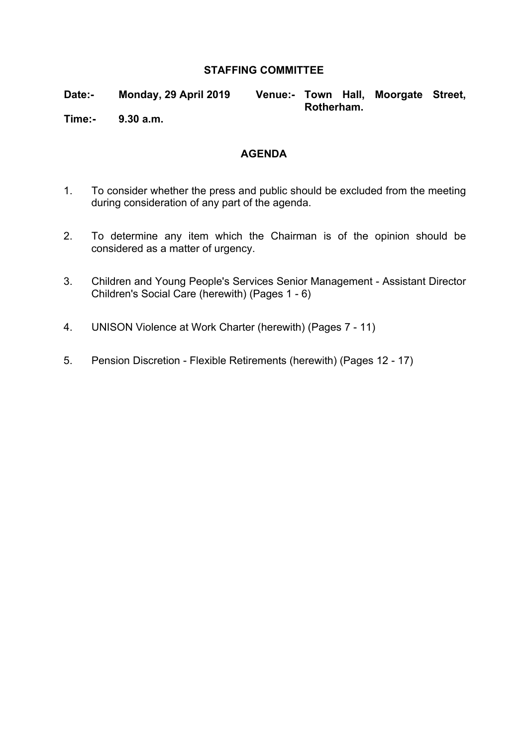# STAFFING COMMITTEE

**Date:-** **Monday, 29 April 2019** **Venue:-** **Town Hall, Moorgate Street, Rotherham.**

**Time:-** **9.30 a.m.**

## AGENDA

1. To consider whether the press and public should be excluded from the meeting during consideration of any part of the agenda.

2. To determine any item which the Chairman is of the opinion should be considered as a matter of urgency.

3. Children and Young People's Services Senior Management - Assistant Director Children's Social Care (herewith) (Pages 1 - 6)

4. UNISON Violence at Work Charter (herewith) (Pages 7 - 11)

5. Pension Discretion - Flexible Retirements (herewith) (Pages 12 - 17)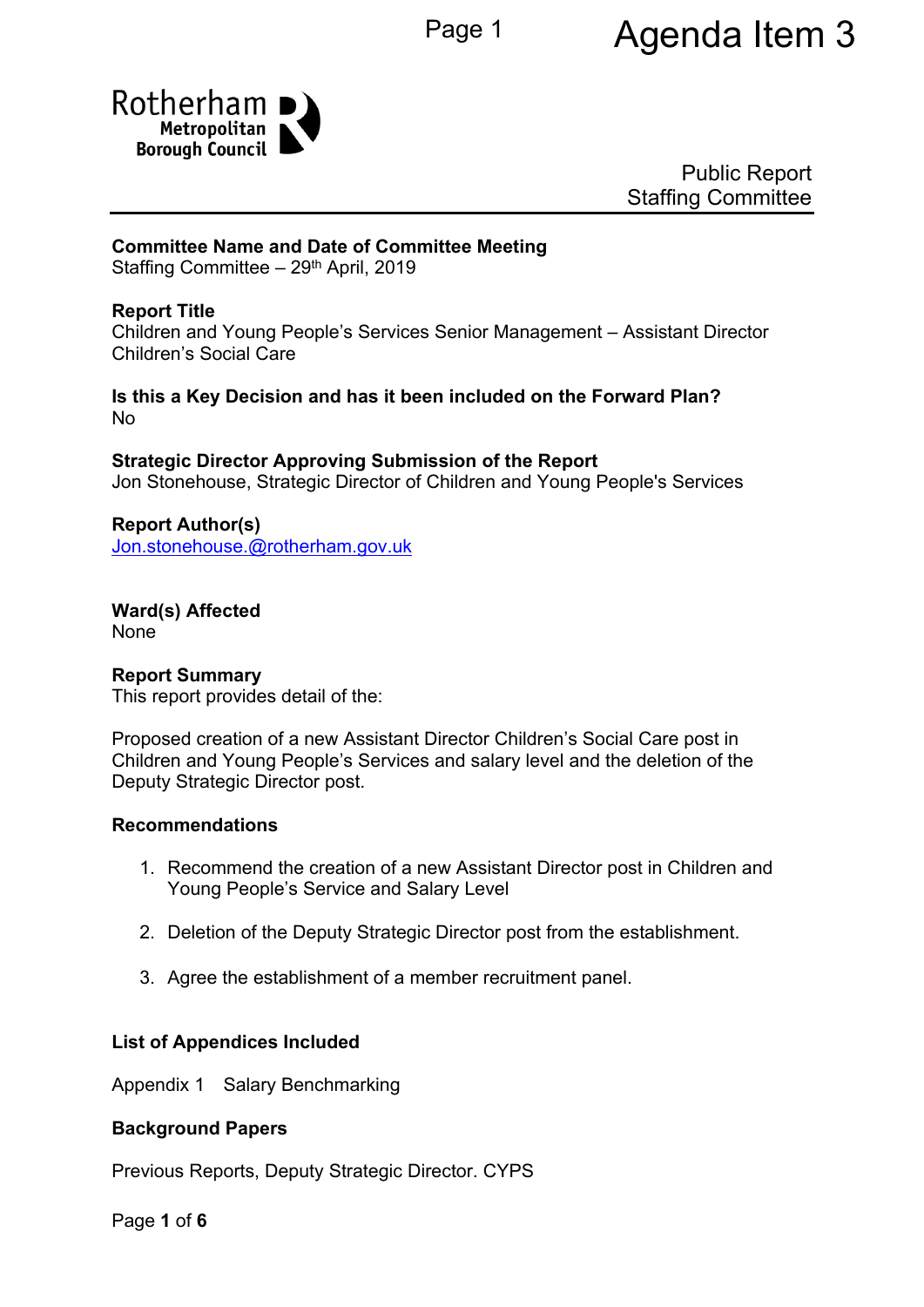Public Report
Staffing Committee

**Committee Name and Date of Committee Meeting**
Staffing Committee – 29th April, 2019

**Report Title**
Children and Young People's Services Senior Management – Assistant Director Children's Social Care

**Is this a Key Decision and has it been included on the Forward Plan?**
No

**Strategic Director Approving Submission of the Report**
Jon Stonehouse, Strategic Director of Children and Young People's Services

**Report Author(s)**
Jon.stonehouse.@rotherham.gov.uk

**Ward(s) Affected**
None

**Report Summary**
This report provides detail of the:

Proposed creation of a new Assistant Director Children's Social Care post in Children and Young People's Services and salary level and the deletion of the Deputy Strategic Director post.

**Recommendations**

1. Recommend the creation of a new Assistant Director post in Children and Young People's Service and Salary Level
2. Deletion of the Deputy Strategic Director post from the establishment.
3. Agree the establishment of a member recruitment panel.

**List of Appendices Included**

Appendix 1 Salary Benchmarking

**Background Papers**

Previous Reports, Deputy Strategic Director. CYPS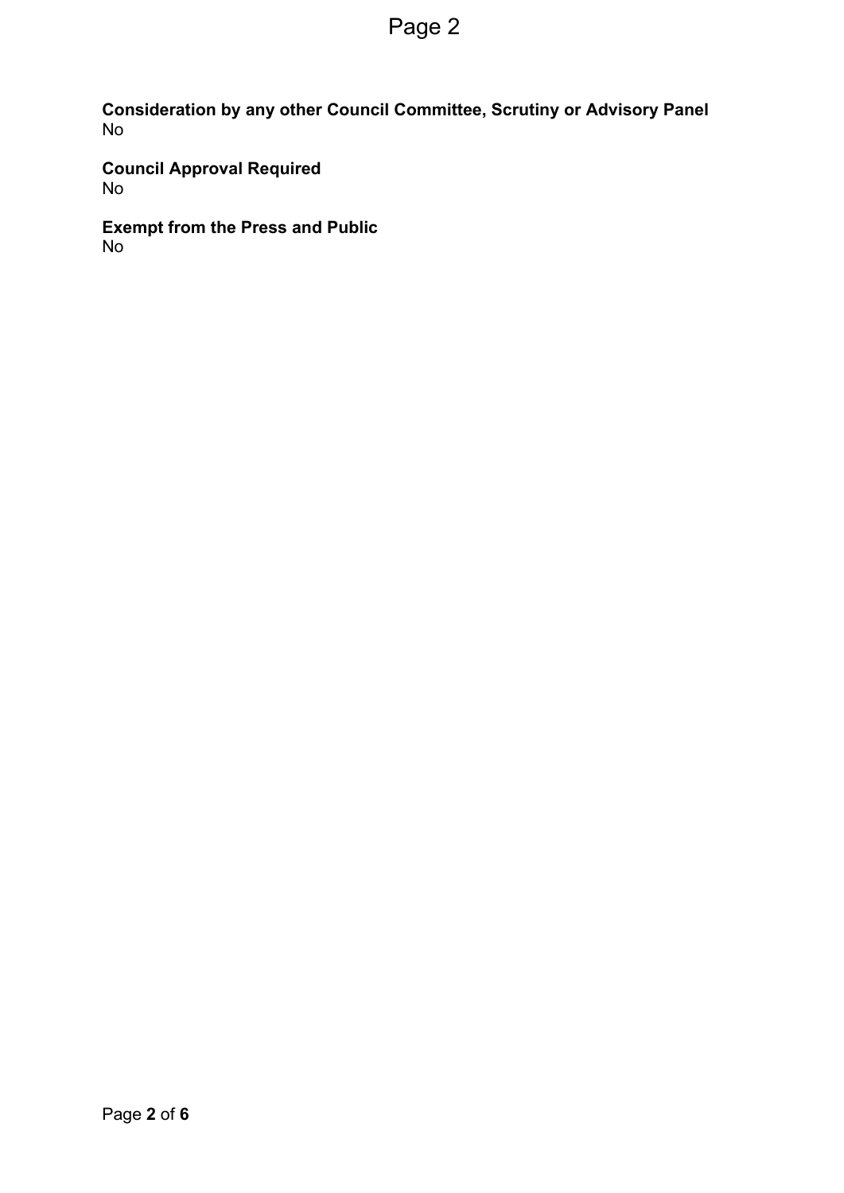**Consideration by any other Council Committee, Scrutiny or Advisory Panel**
No

**Council Approval Required**
No

**Exempt from the Press and Public**
No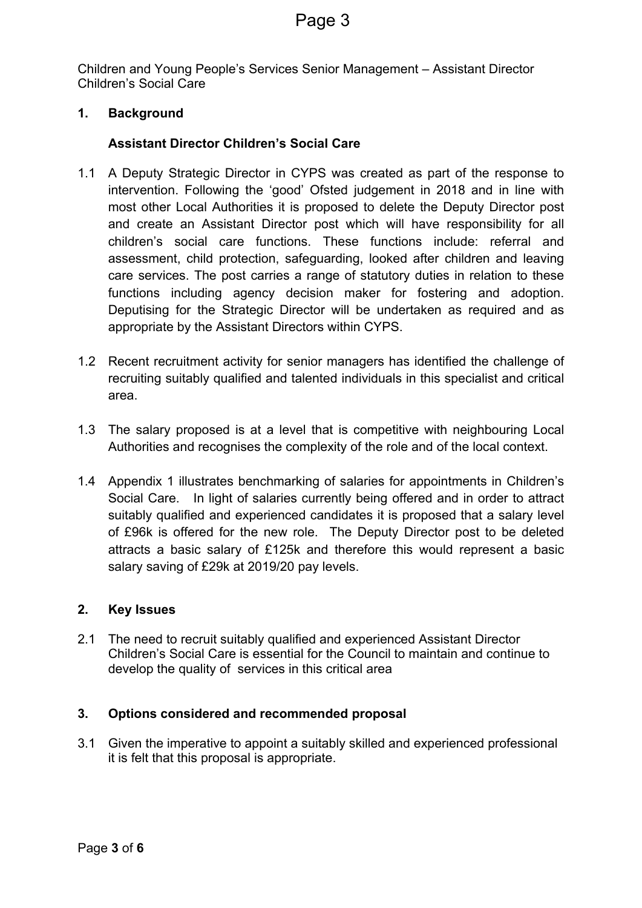Children and Young People's Services Senior Management – Assistant Director Children's Social Care

## 1. Background

### Assistant Director Children's Social Care

1.1 A Deputy Strategic Director in CYPS was created as part of the response to intervention. Following the 'good' Ofsted judgement in 2018 and in line with most other Local Authorities it is proposed to delete the Deputy Director post and create an Assistant Director post which will have responsibility for all children's social care functions. These functions include: referral and assessment, child protection, safeguarding, looked after children and leaving care services. The post carries a range of statutory duties in relation to these functions including agency decision maker for fostering and adoption. Deputising for the Strategic Director will be undertaken as required and as appropriate by the Assistant Directors within CYPS.

1.2 Recent recruitment activity for senior managers has identified the challenge of recruiting suitably qualified and talented individuals in this specialist and critical area.

1.3 The salary proposed is at a level that is competitive with neighbouring Local Authorities and recognises the complexity of the role and of the local context.

1.4 Appendix 1 illustrates benchmarking of salaries for appointments in Children's Social Care. In light of salaries currently being offered and in order to attract suitably qualified and experienced candidates it is proposed that a salary level of £96k is offered for the new role. The Deputy Director post to be deleted attracts a basic salary of £125k and therefore this would represent a basic salary saving of £29k at 2019/20 pay levels.

## 2. Key Issues

2.1 The need to recruit suitably qualified and experienced Assistant Director Children's Social Care is essential for the Council to maintain and continue to develop the quality of services in this critical area

## 3. Options considered and recommended proposal

3.1 Given the imperative to appoint a suitably skilled and experienced professional it is felt that this proposal is appropriate.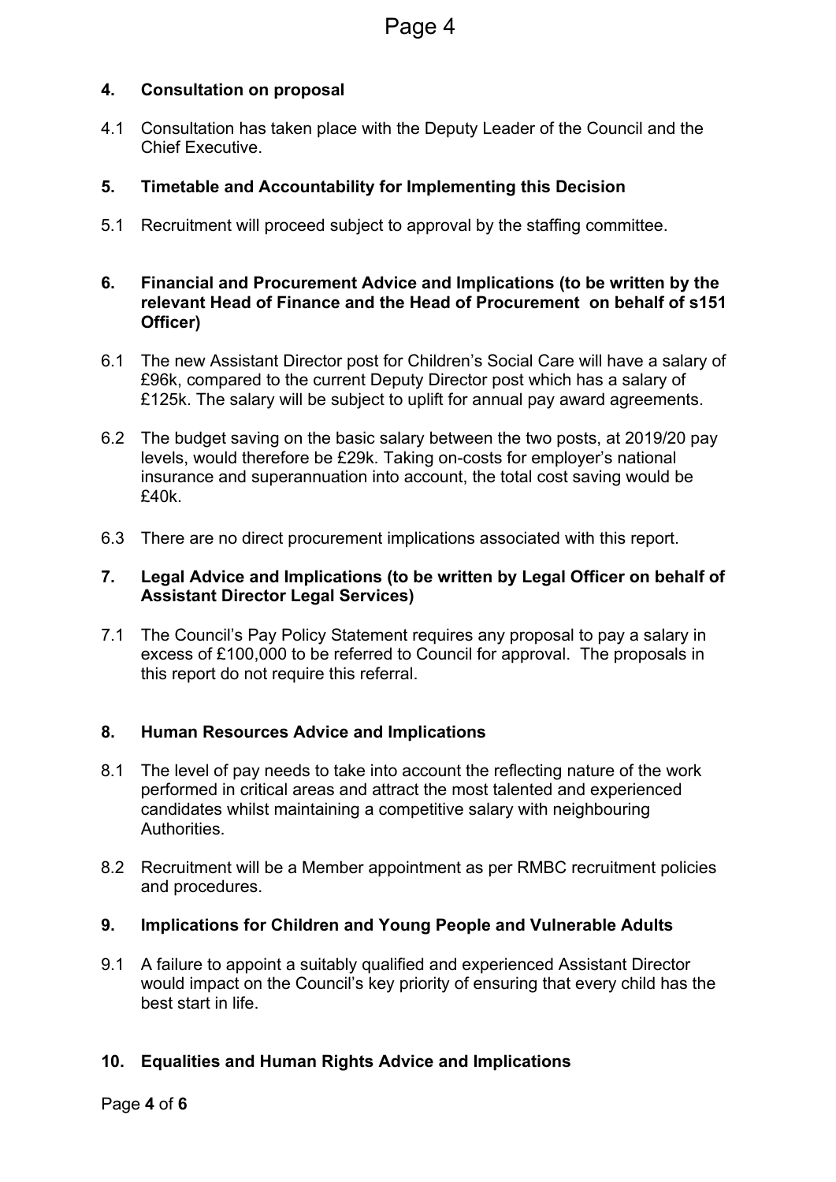## 4. Consultation on proposal

4.1 Consultation has taken place with the Deputy Leader of the Council and the Chief Executive.

## 5. Timetable and Accountability for Implementing this Decision

5.1 Recruitment will proceed subject to approval by the staffing committee.

## 6. Financial and Procurement Advice and Implications (to be written by the relevant Head of Finance and the Head of Procurement on behalf of s151 Officer)

6.1 The new Assistant Director post for Children's Social Care will have a salary of £96k, compared to the current Deputy Director post which has a salary of £125k. The salary will be subject to uplift for annual pay award agreements.

6.2 The budget saving on the basic salary between the two posts, at 2019/20 pay levels, would therefore be £29k. Taking on-costs for employer's national insurance and superannuation into account, the total cost saving would be £40k.

6.3 There are no direct procurement implications associated with this report.

## 7. Legal Advice and Implications (to be written by Legal Officer on behalf of Assistant Director Legal Services)

7.1 The Council's Pay Policy Statement requires any proposal to pay a salary in excess of £100,000 to be referred to Council for approval. The proposals in this report do not require this referral.

## 8. Human Resources Advice and Implications

8.1 The level of pay needs to take into account the reflecting nature of the work performed in critical areas and attract the most talented and experienced candidates whilst maintaining a competitive salary with neighbouring Authorities.

8.2 Recruitment will be a Member appointment as per RMBC recruitment policies and procedures.

## 9. Implications for Children and Young People and Vulnerable Adults

9.1 A failure to appoint a suitably qualified and experienced Assistant Director would impact on the Council's key priority of ensuring that every child has the best start in life.

## 10. Equalities and Human Rights Advice and Implications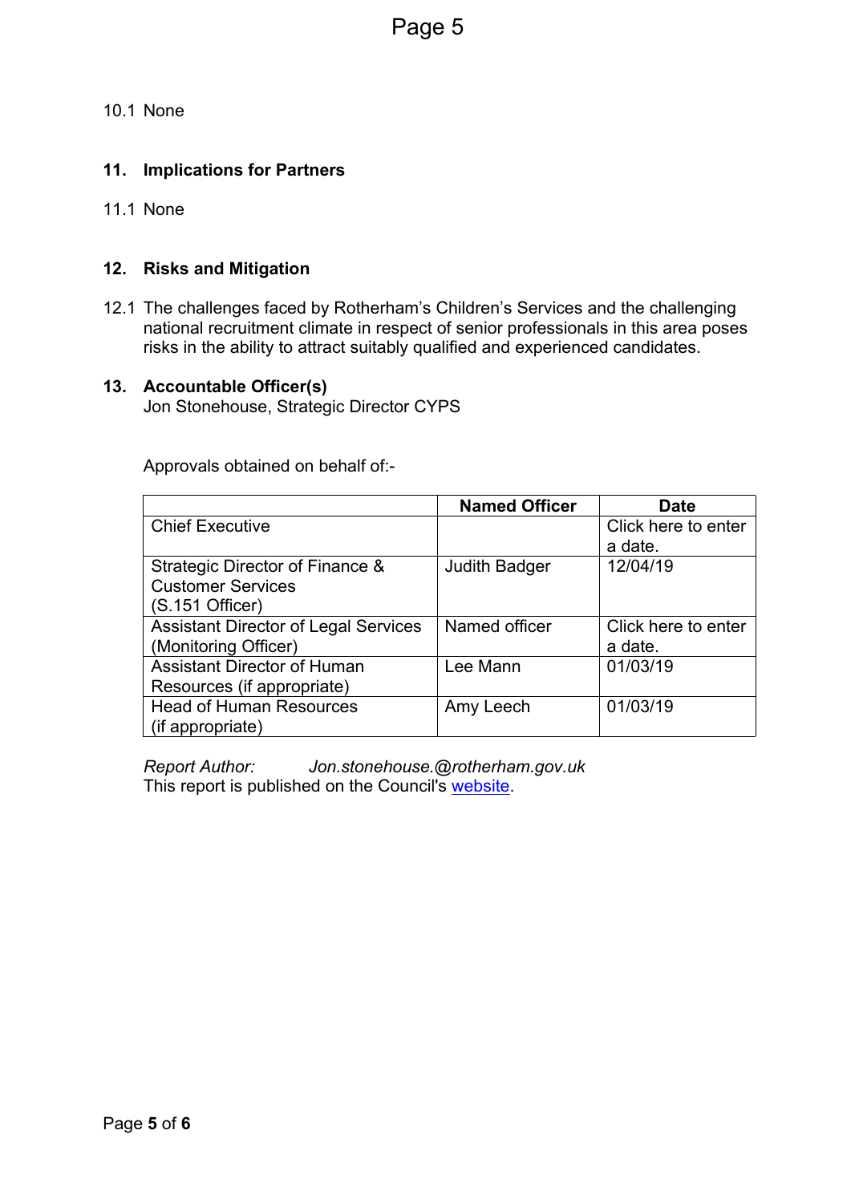10.1 None

## 11. Implications for Partners

11.1 None

## 12. Risks and Mitigation

12.1 The challenges faced by Rotherham's Children's Services and the challenging national recruitment climate in respect of senior professionals in this area poses risks in the ability to attract suitably qualified and experienced candidates.

## 13. Accountable Officer(s)

Jon Stonehouse, Strategic Director CYPS

Approvals obtained on behalf of:-

| | Named Officer | Date |
|---|---|---|
| Chief Executive | | Click here to enter a date. |
| Strategic Director of Finance & Customer Services (S.151 Officer) | Judith Badger | 12/04/19 |
| Assistant Director of Legal Services (Monitoring Officer) | Named officer | Click here to enter a date. |
| Assistant Director of Human Resources (if appropriate) | Lee Mann | 01/03/19 |
| Head of Human Resources (if appropriate) | Amy Leech | 01/03/19 |

*Report Author:* *Jon.stonehouse.@rotherham.gov.uk*

This report is published on the Council's [website](website).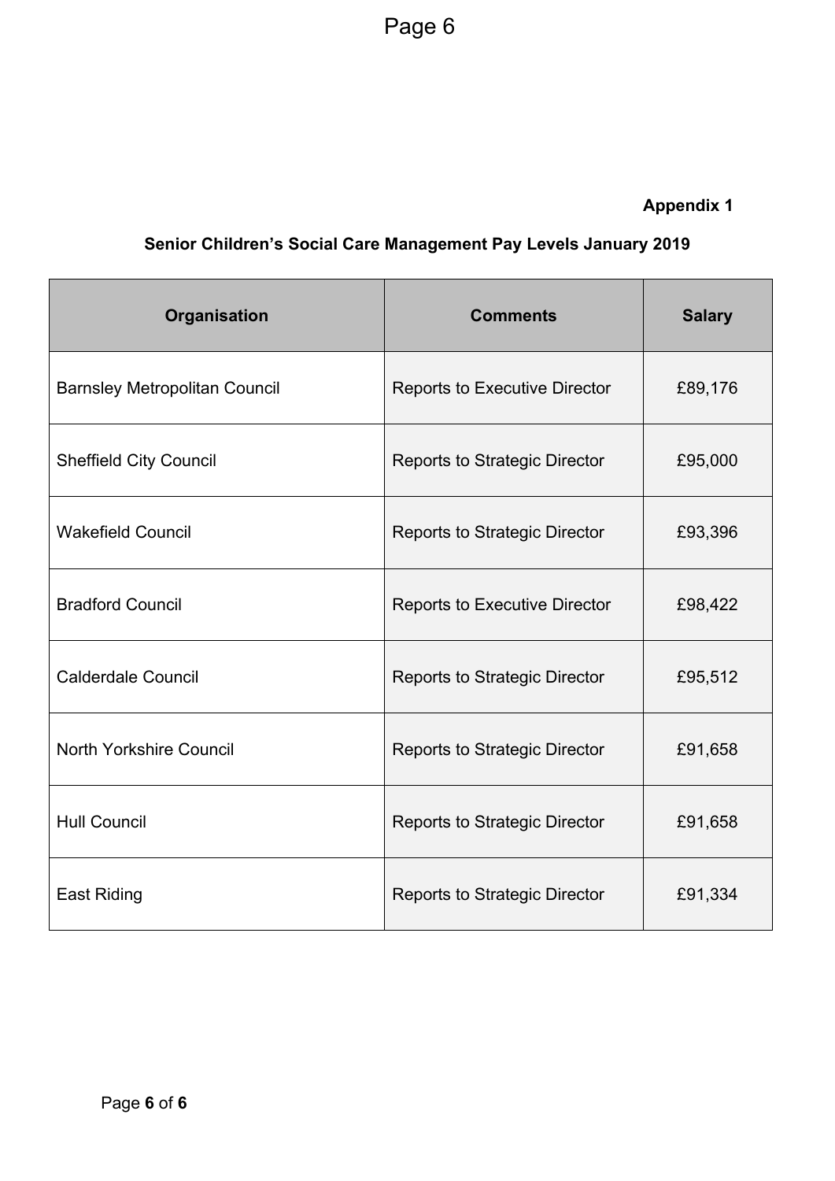**Appendix 1**

**Senior Children's Social Care Management Pay Levels January 2019**

| Organisation | Comments | Salary |
|---|---|---|
| Barnsley Metropolitan Council | Reports to Executive Director | £89,176 |
| Sheffield City Council | Reports to Strategic Director | £95,000 |
| Wakefield Council | Reports to Strategic Director | £93,396 |
| Bradford Council | Reports to Executive Director | £98,422 |
| Calderdale Council | Reports to Strategic Director | £95,512 |
| North Yorkshire Council | Reports to Strategic Director | £91,658 |
| Hull Council | Reports to Strategic Director | £91,658 |
| East Riding | Reports to Strategic Director | £91,334 |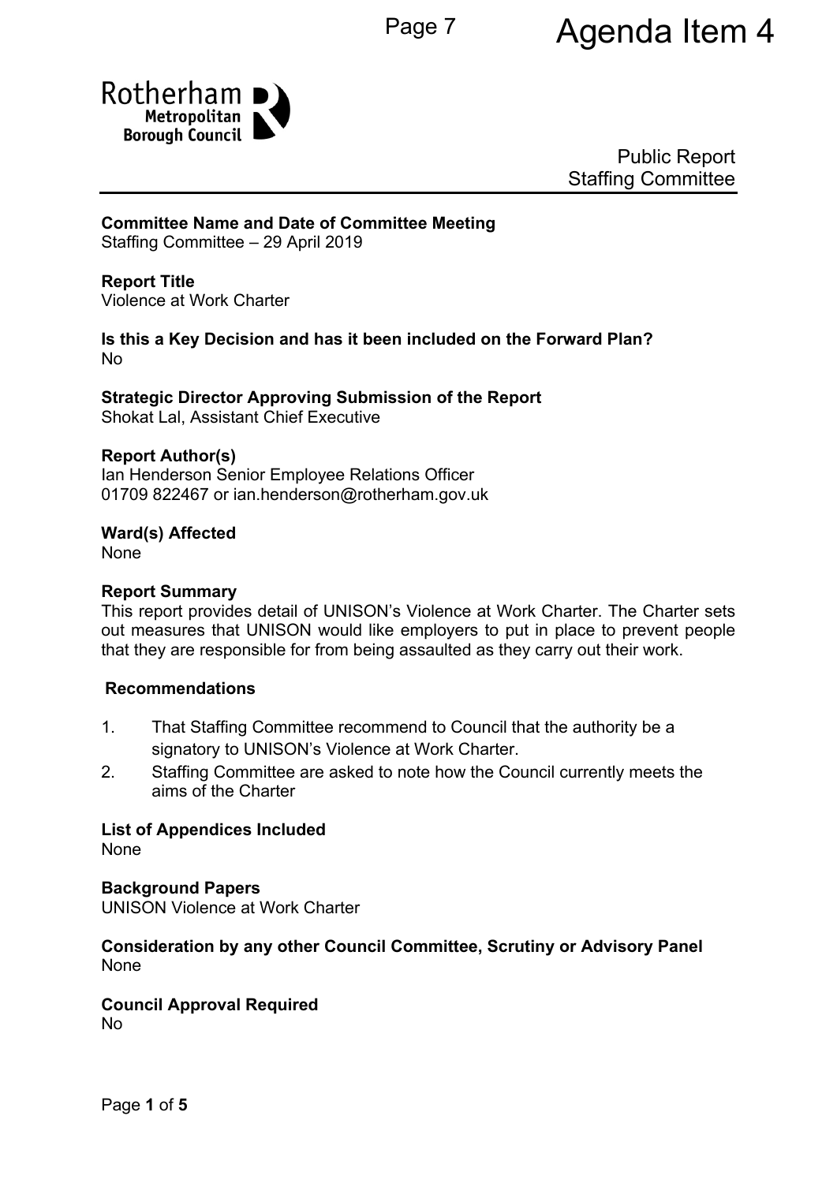Agenda Item 4

Rotherham Metropolitan Borough Council

Public Report
Staffing Committee

**Committee Name and Date of Committee Meeting**
Staffing Committee – 29 April 2019

**Report Title**
Violence at Work Charter

**Is this a Key Decision and has it been included on the Forward Plan?**
No

**Strategic Director Approving Submission of the Report**
Shokat Lal, Assistant Chief Executive

**Report Author(s)**
Ian Henderson Senior Employee Relations Officer
01709 822467 or ian.henderson@rotherham.gov.uk

**Ward(s) Affected**
None

**Report Summary**
This report provides detail of UNISON's Violence at Work Charter. The Charter sets out measures that UNISON would like employers to put in place to prevent people that they are responsible for from being assaulted as they carry out their work.

**Recommendations**

1. That Staffing Committee recommend to Council that the authority be a signatory to UNISON's Violence at Work Charter.
2. Staffing Committee are asked to note how the Council currently meets the aims of the Charter

**List of Appendices Included**
None

**Background Papers**
UNISON Violence at Work Charter

**Consideration by any other Council Committee, Scrutiny or Advisory Panel**
None

**Council Approval Required**
No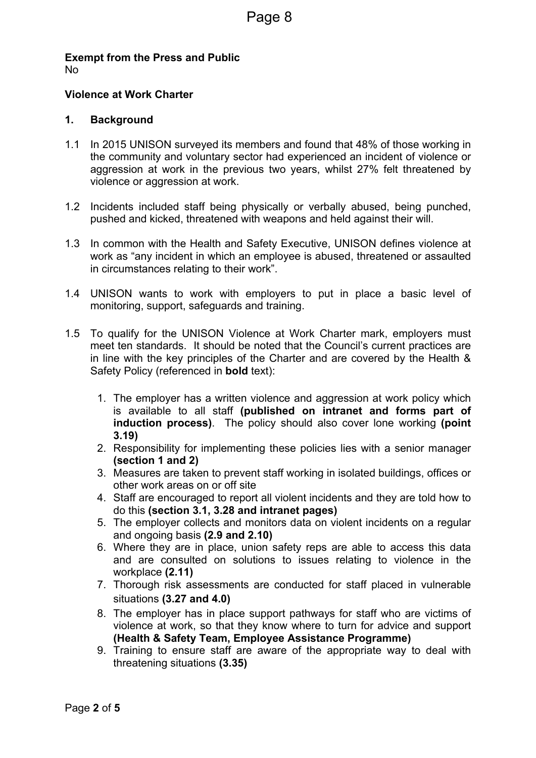**Exempt from the Press and Public**
No

**Violence at Work Charter**

## 1. Background

1.1 In 2015 UNISON surveyed its members and found that 48% of those working in the community and voluntary sector had experienced an incident of violence or aggression at work in the previous two years, whilst 27% felt threatened by violence or aggression at work.

1.2 Incidents included staff being physically or verbally abused, being punched, pushed and kicked, threatened with weapons and held against their will.

1.3 In common with the Health and Safety Executive, UNISON defines violence at work as "any incident in which an employee is abused, threatened or assaulted in circumstances relating to their work".

1.4 UNISON wants to work with employers to put in place a basic level of monitoring, support, safeguards and training.

1.5 To qualify for the UNISON Violence at Work Charter mark, employers must meet ten standards. It should be noted that the Council's current practices are in line with the key principles of the Charter and are covered by the Health & Safety Policy (referenced in **bold** text):

1. The employer has a written violence and aggression at work policy which is available to all staff **(published on intranet and forms part of induction process)**. The policy should also cover lone working **(point 3.19)**
2. Responsibility for implementing these policies lies with a senior manager **(section 1 and 2)**
3. Measures are taken to prevent staff working in isolated buildings, offices or other work areas on or off site
4. Staff are encouraged to report all violent incidents and they are told how to do this **(section 3.1, 3.28 and intranet pages)**
5. The employer collects and monitors data on violent incidents on a regular and ongoing basis **(2.9 and 2.10)**
6. Where they are in place, union safety reps are able to access this data and are consulted on solutions to issues relating to violence in the workplace **(2.11)**
7. Thorough risk assessments are conducted for staff placed in vulnerable situations **(3.27 and 4.0)**
8. The employer has in place support pathways for staff who are victims of violence at work, so that they know where to turn for advice and support **(Health & Safety Team, Employee Assistance Programme)**
9. Training to ensure staff are aware of the appropriate way to deal with threatening situations **(3.35)**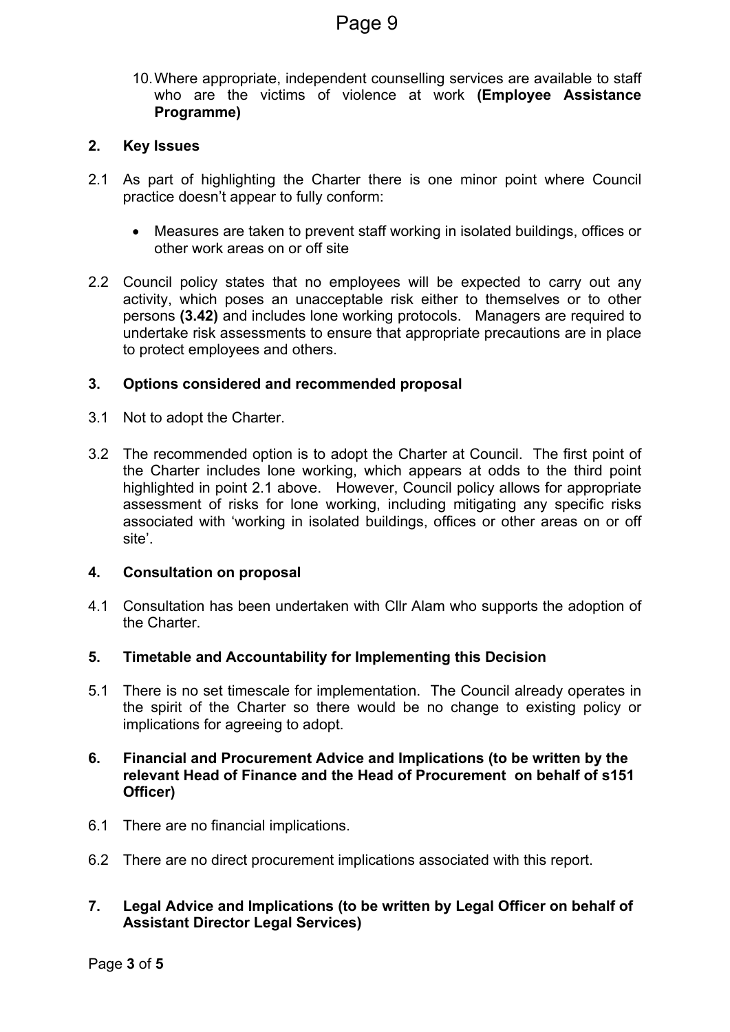10. Where appropriate, independent counselling services are available to staff who are the victims of violence at work **(Employee Assistance Programme)**

## 2. Key Issues

2.1 As part of highlighting the Charter there is one minor point where Council practice doesn't appear to fully conform:

- Measures are taken to prevent staff working in isolated buildings, offices or other work areas on or off site

2.2 Council policy states that no employees will be expected to carry out any activity, which poses an unacceptable risk either to themselves or to other persons **(3.42)** and includes lone working protocols. Managers are required to undertake risk assessments to ensure that appropriate precautions are in place to protect employees and others.

## 3. Options considered and recommended proposal

3.1 Not to adopt the Charter.

3.2 The recommended option is to adopt the Charter at Council. The first point of the Charter includes lone working, which appears at odds to the third point highlighted in point 2.1 above. However, Council policy allows for appropriate assessment of risks for lone working, including mitigating any specific risks associated with 'working in isolated buildings, offices or other areas on or off site'.

## 4. Consultation on proposal

4.1 Consultation has been undertaken with Cllr Alam who supports the adoption of the Charter.

## 5. Timetable and Accountability for Implementing this Decision

5.1 There is no set timescale for implementation. The Council already operates in the spirit of the Charter so there would be no change to existing policy or implications for agreeing to adopt.

## 6. Financial and Procurement Advice and Implications (to be written by the relevant Head of Finance and the Head of Procurement on behalf of s151 Officer)

6.1 There are no financial implications.

6.2 There are no direct procurement implications associated with this report.

## 7. Legal Advice and Implications (to be written by Legal Officer on behalf of Assistant Director Legal Services)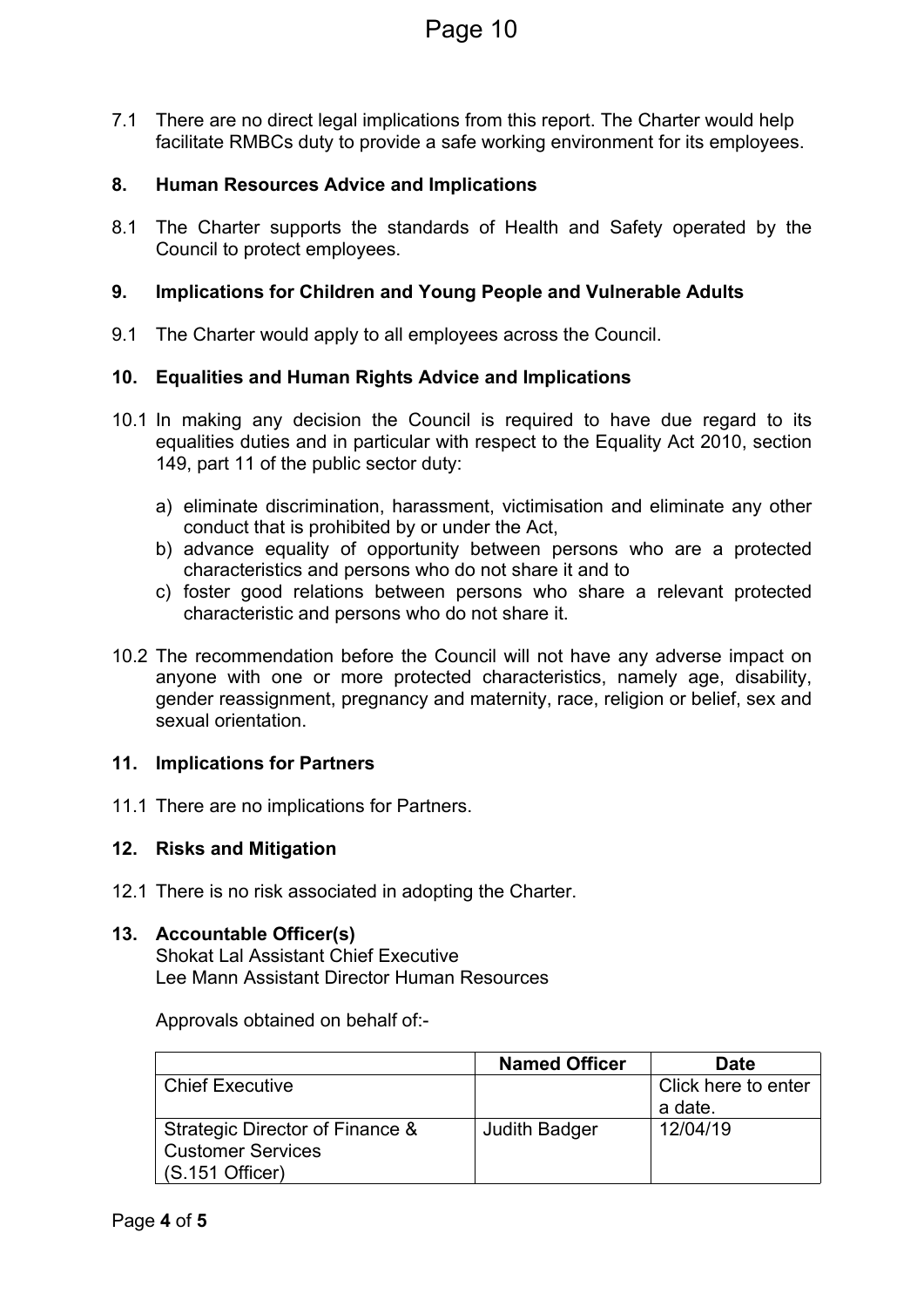7.1 There are no direct legal implications from this report. The Charter would help facilitate RMBCs duty to provide a safe working environment for its employees.

## 8. Human Resources Advice and Implications

8.1 The Charter supports the standards of Health and Safety operated by the Council to protect employees.

## 9. Implications for Children and Young People and Vulnerable Adults

9.1 The Charter would apply to all employees across the Council.

## 10. Equalities and Human Rights Advice and Implications

10.1 In making any decision the Council is required to have due regard to its equalities duties and in particular with respect to the Equality Act 2010, section 149, part 11 of the public sector duty:

a) eliminate discrimination, harassment, victimisation and eliminate any other conduct that is prohibited by or under the Act,
b) advance equality of opportunity between persons who are a protected characteristics and persons who do not share it and to
c) foster good relations between persons who share a relevant protected characteristic and persons who do not share it.

10.2 The recommendation before the Council will not have any adverse impact on anyone with one or more protected characteristics, namely age, disability, gender reassignment, pregnancy and maternity, race, religion or belief, sex and sexual orientation.

## 11. Implications for Partners

11.1 There are no implications for Partners.

## 12. Risks and Mitigation

12.1 There is no risk associated in adopting the Charter.

## 13. Accountable Officer(s)

Shokat Lal Assistant Chief Executive
Lee Mann Assistant Director Human Resources

Approvals obtained on behalf of:-

| | Named Officer | Date |
|---|---|---|
| Chief Executive | | Click here to enter a date. |
| Strategic Director of Finance & Customer Services (S.151 Officer) | Judith Badger | 12/04/19 |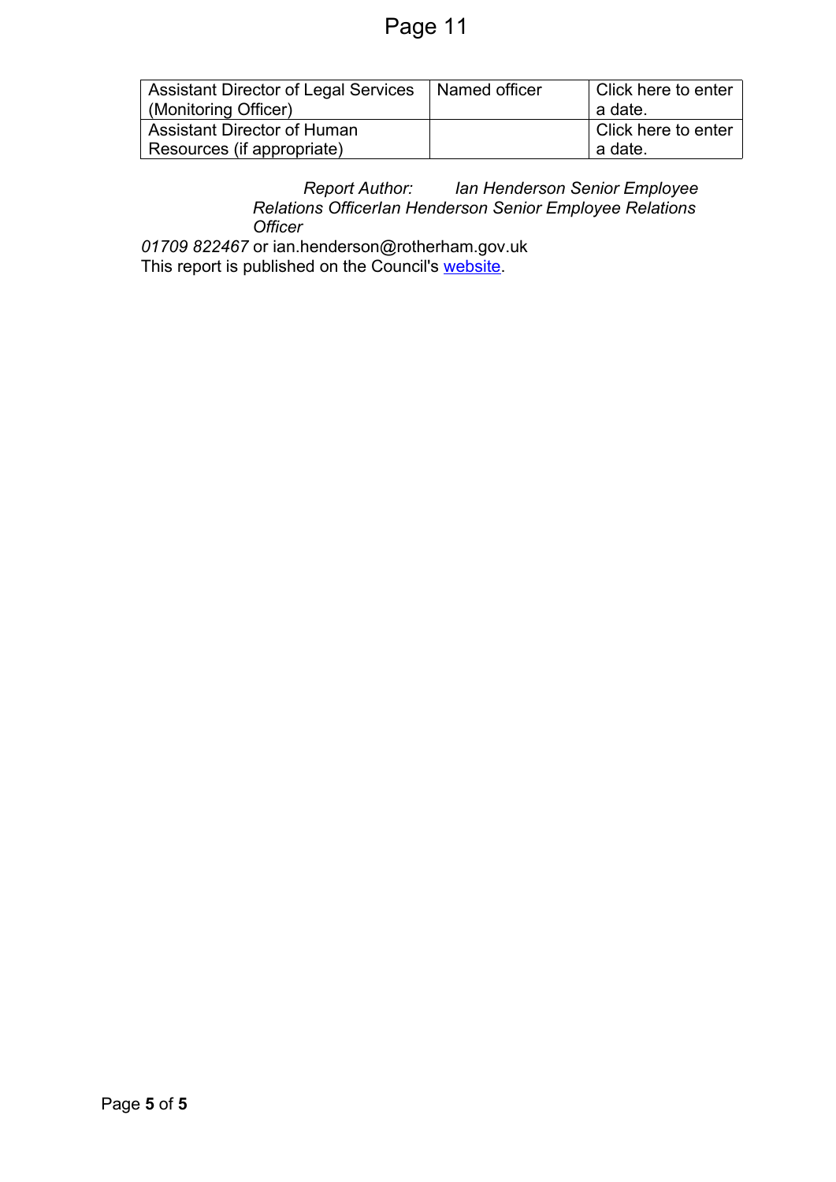| Assistant Director of Legal Services (Monitoring Officer) | Named officer | Click here to enter a date. |
| --- | --- | --- |
| Assistant Director of Human Resources (if appropriate) | | Click here to enter a date. |

*Report Author: Ian Henderson Senior Employee Relations OfficerIan Henderson Senior Employee Relations Officer*

*01709 822467* or ian.henderson@rotherham.gov.uk

This report is published on the Council's [website](website).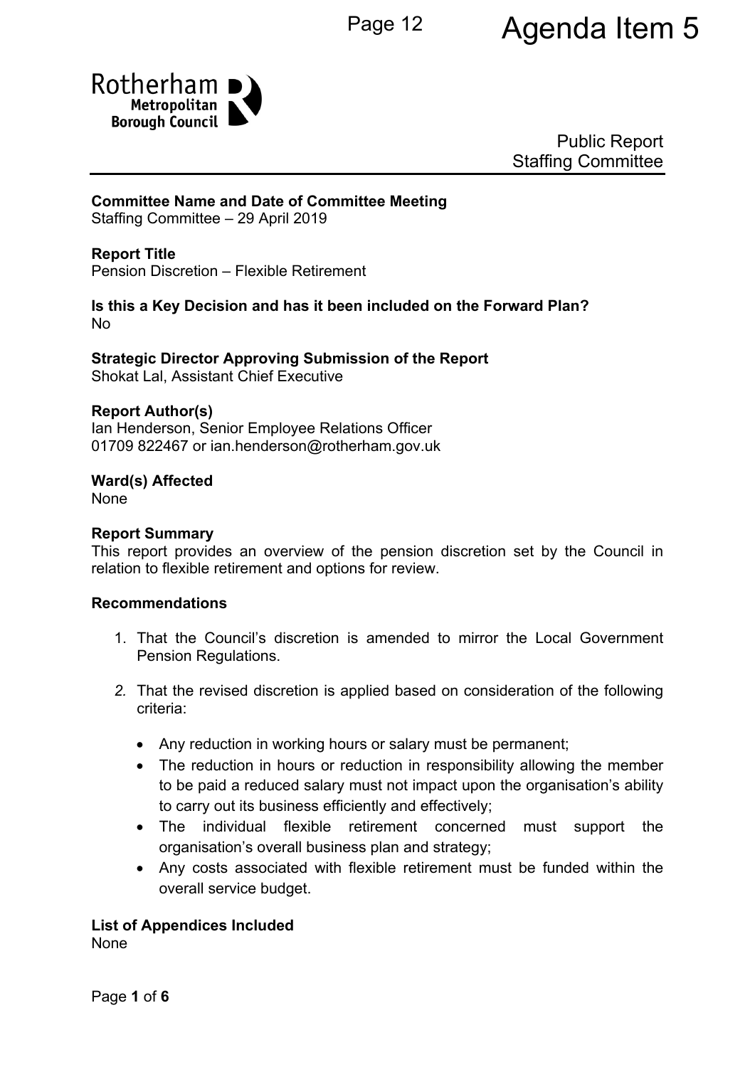Agenda Item 5

Public Report
Staffing Committee

**Committee Name and Date of Committee Meeting**
Staffing Committee – 29 April 2019

**Report Title**
Pension Discretion – Flexible Retirement

**Is this a Key Decision and has it been included on the Forward Plan?**
No

**Strategic Director Approving Submission of the Report**
Shokat Lal, Assistant Chief Executive

**Report Author(s)**
Ian Henderson, Senior Employee Relations Officer
01709 822467 or ian.henderson@rotherham.gov.uk

**Ward(s) Affected**
None

**Report Summary**
This report provides an overview of the pension discretion set by the Council in relation to flexible retirement and options for review.

**Recommendations**

1. That the Council's discretion is amended to mirror the Local Government Pension Regulations.

2. That the revised discretion is applied based on consideration of the following criteria:

   - Any reduction in working hours or salary must be permanent;
   - The reduction in hours or reduction in responsibility allowing the member to be paid a reduced salary must not impact upon the organisation's ability to carry out its business efficiently and effectively;
   - The individual flexible retirement concerned must support the organisation's overall business plan and strategy;
   - Any costs associated with flexible retirement must be funded within the overall service budget.

**List of Appendices Included**
None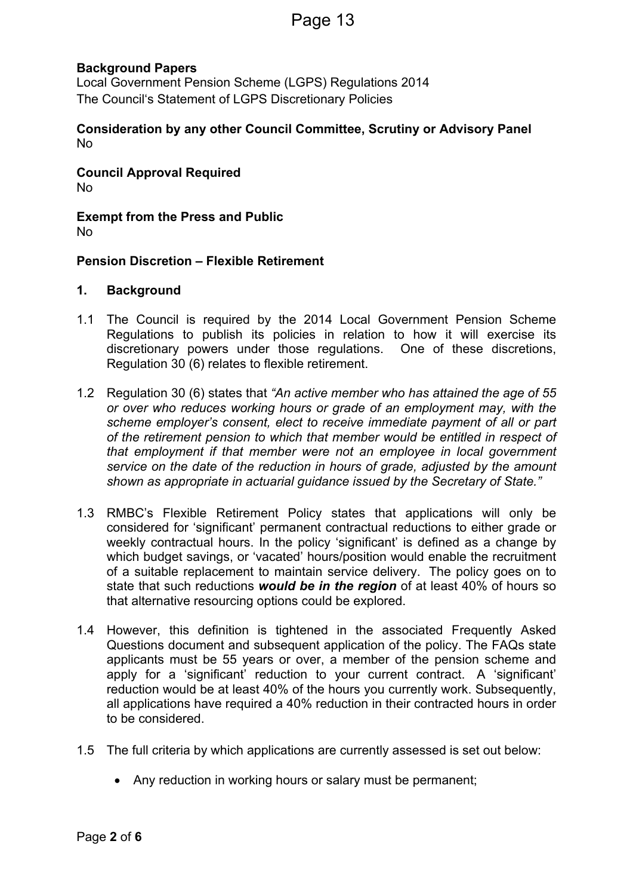**Background Papers**
Local Government Pension Scheme (LGPS) Regulations 2014
The Council's Statement of LGPS Discretionary Policies

**Consideration by any other Council Committee, Scrutiny or Advisory Panel**
No

**Council Approval Required**
No

**Exempt from the Press and Public**
No

**Pension Discretion – Flexible Retirement**

**1. Background**

1.1 The Council is required by the 2014 Local Government Pension Scheme Regulations to publish its policies in relation to how it will exercise its discretionary powers under those regulations. One of these discretions, Regulation 30 (6) relates to flexible retirement.

1.2 Regulation 30 (6) states that *"An active member who has attained the age of 55 or over who reduces working hours or grade of an employment may, with the scheme employer's consent, elect to receive immediate payment of all or part of the retirement pension to which that member would be entitled in respect of that employment if that member were not an employee in local government service on the date of the reduction in hours of grade, adjusted by the amount shown as appropriate in actuarial guidance issued by the Secretary of State."*

1.3 RMBC's Flexible Retirement Policy states that applications will only be considered for 'significant' permanent contractual reductions to either grade or weekly contractual hours. In the policy 'significant' is defined as a change by which budget savings, or 'vacated' hours/position would enable the recruitment of a suitable replacement to maintain service delivery. The policy goes on to state that such reductions ***would be in the region*** of at least 40% of hours so that alternative resourcing options could be explored.

1.4 However, this definition is tightened in the associated Frequently Asked Questions document and subsequent application of the policy. The FAQs state applicants must be 55 years or over, a member of the pension scheme and apply for a 'significant' reduction to your current contract. A 'significant' reduction would be at least 40% of the hours you currently work. Subsequently, all applications have required a 40% reduction in their contracted hours in order to be considered.

1.5 The full criteria by which applications are currently assessed is set out below:

- Any reduction in working hours or salary must be permanent;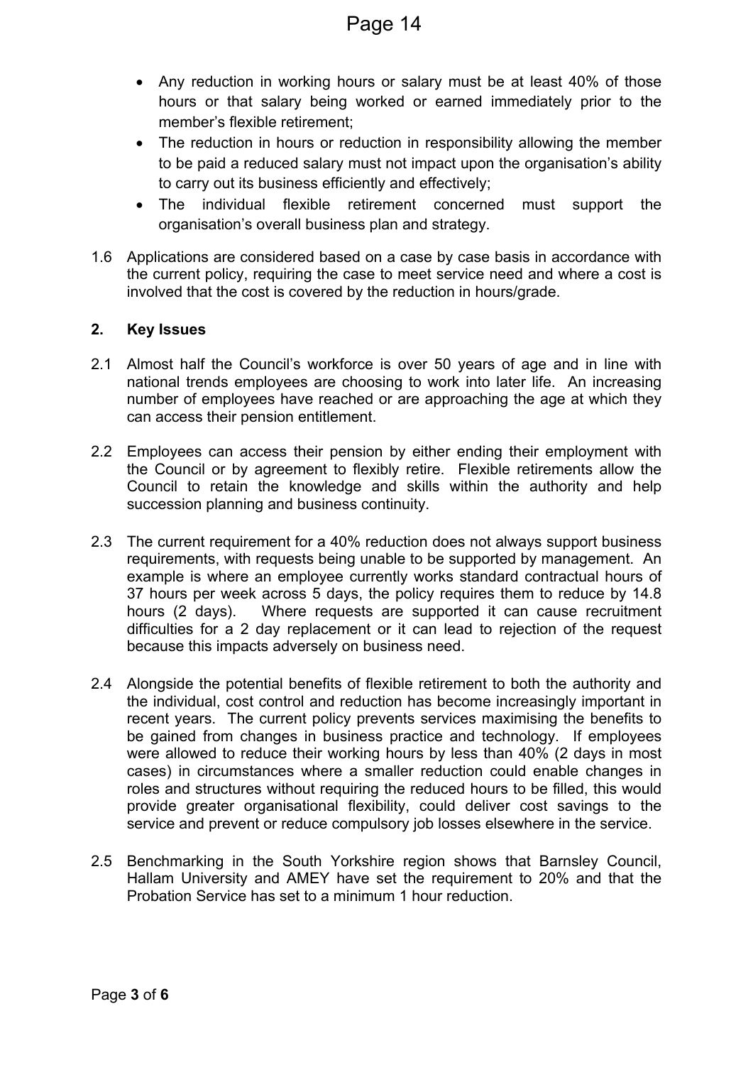- Any reduction in working hours or salary must be at least 40% of those hours or that salary being worked or earned immediately prior to the member's flexible retirement;
- The reduction in hours or reduction in responsibility allowing the member to be paid a reduced salary must not impact upon the organisation's ability to carry out its business efficiently and effectively;
- The individual flexible retirement concerned must support the organisation's overall business plan and strategy.

1.6 Applications are considered based on a case by case basis in accordance with the current policy, requiring the case to meet service need and where a cost is involved that the cost is covered by the reduction in hours/grade.

## 2. Key Issues

2.1 Almost half the Council's workforce is over 50 years of age and in line with national trends employees are choosing to work into later life. An increasing number of employees have reached or are approaching the age at which they can access their pension entitlement.

2.2 Employees can access their pension by either ending their employment with the Council or by agreement to flexibly retire. Flexible retirements allow the Council to retain the knowledge and skills within the authority and help succession planning and business continuity.

2.3 The current requirement for a 40% reduction does not always support business requirements, with requests being unable to be supported by management. An example is where an employee currently works standard contractual hours of 37 hours per week across 5 days, the policy requires them to reduce by 14.8 hours (2 days). Where requests are supported it can cause recruitment difficulties for a 2 day replacement or it can lead to rejection of the request because this impacts adversely on business need.

2.4 Alongside the potential benefits of flexible retirement to both the authority and the individual, cost control and reduction has become increasingly important in recent years. The current policy prevents services maximising the benefits to be gained from changes in business practice and technology. If employees were allowed to reduce their working hours by less than 40% (2 days in most cases) in circumstances where a smaller reduction could enable changes in roles and structures without requiring the reduced hours to be filled, this would provide greater organisational flexibility, could deliver cost savings to the service and prevent or reduce compulsory job losses elsewhere in the service.

2.5 Benchmarking in the South Yorkshire region shows that Barnsley Council, Hallam University and AMEY have set the requirement to 20% and that the Probation Service has set to a minimum 1 hour reduction.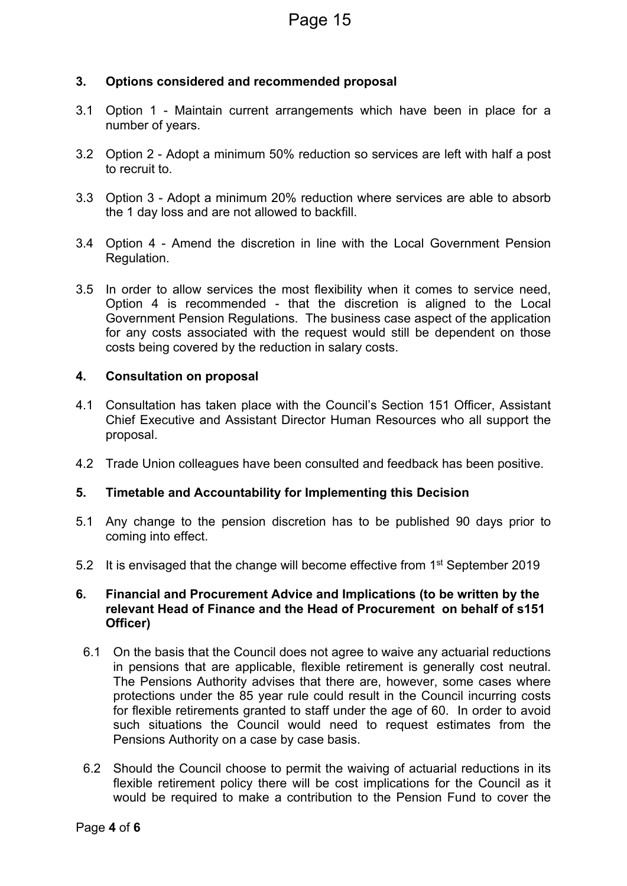## 3. Options considered and recommended proposal

3.1 Option 1 - Maintain current arrangements which have been in place for a number of years.

3.2 Option 2 - Adopt a minimum 50% reduction so services are left with half a post to recruit to.

3.3 Option 3 - Adopt a minimum 20% reduction where services are able to absorb the 1 day loss and are not allowed to backfill.

3.4 Option 4 - Amend the discretion in line with the Local Government Pension Regulation.

3.5 In order to allow services the most flexibility when it comes to service need, Option 4 is recommended - that the discretion is aligned to the Local Government Pension Regulations. The business case aspect of the application for any costs associated with the request would still be dependent on those costs being covered by the reduction in salary costs.

## 4. Consultation on proposal

4.1 Consultation has taken place with the Council's Section 151 Officer, Assistant Chief Executive and Assistant Director Human Resources who all support the proposal.

4.2 Trade Union colleagues have been consulted and feedback has been positive.

## 5. Timetable and Accountability for Implementing this Decision

5.1 Any change to the pension discretion has to be published 90 days prior to coming into effect.

5.2 It is envisaged that the change will become effective from 1st September 2019

## 6. Financial and Procurement Advice and Implications (to be written by the relevant Head of Finance and the Head of Procurement on behalf of s151 Officer)

6.1 On the basis that the Council does not agree to waive any actuarial reductions in pensions that are applicable, flexible retirement is generally cost neutral. The Pensions Authority advises that there are, however, some cases where protections under the 85 year rule could result in the Council incurring costs for flexible retirements granted to staff under the age of 60. In order to avoid such situations the Council would need to request estimates from the Pensions Authority on a case by case basis.

6.2 Should the Council choose to permit the waiving of actuarial reductions in its flexible retirement policy there will be cost implications for the Council as it would be required to make a contribution to the Pension Fund to cover the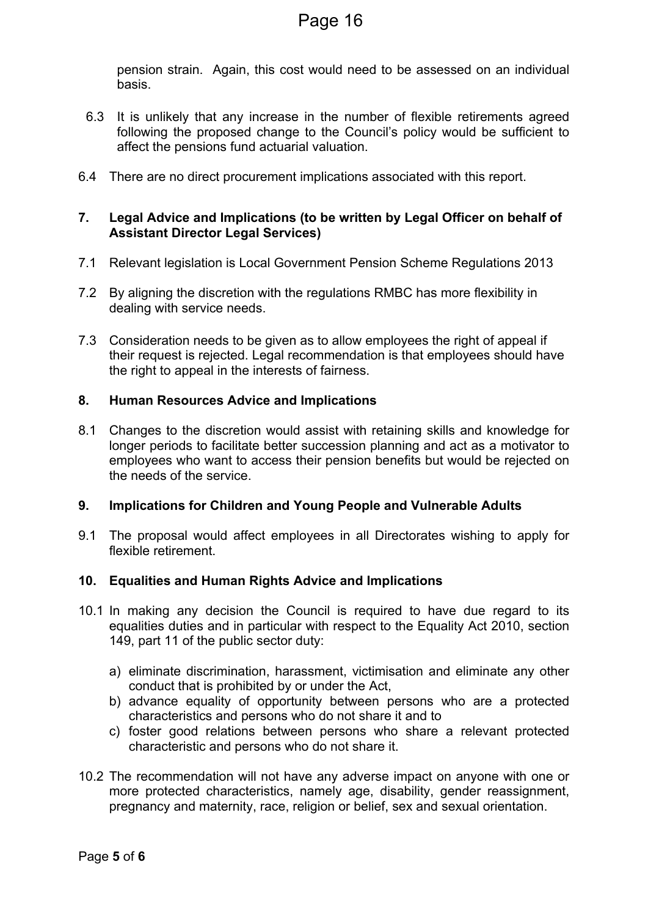pension strain. Again, this cost would need to be assessed on an individual basis.

6.3 It is unlikely that any increase in the number of flexible retirements agreed following the proposed change to the Council's policy would be sufficient to affect the pensions fund actuarial valuation.

6.4 There are no direct procurement implications associated with this report.

## 7. Legal Advice and Implications (to be written by Legal Officer on behalf of Assistant Director Legal Services)

7.1 Relevant legislation is Local Government Pension Scheme Regulations 2013

7.2 By aligning the discretion with the regulations RMBC has more flexibility in dealing with service needs.

7.3 Consideration needs to be given as to allow employees the right of appeal if their request is rejected. Legal recommendation is that employees should have the right to appeal in the interests of fairness.

## 8. Human Resources Advice and Implications

8.1 Changes to the discretion would assist with retaining skills and knowledge for longer periods to facilitate better succession planning and act as a motivator to employees who want to access their pension benefits but would be rejected on the needs of the service.

## 9. Implications for Children and Young People and Vulnerable Adults

9.1 The proposal would affect employees in all Directorates wishing to apply for flexible retirement.

## 10. Equalities and Human Rights Advice and Implications

10.1 In making any decision the Council is required to have due regard to its equalities duties and in particular with respect to the Equality Act 2010, section 149, part 11 of the public sector duty:

a) eliminate discrimination, harassment, victimisation and eliminate any other conduct that is prohibited by or under the Act,
b) advance equality of opportunity between persons who are a protected characteristics and persons who do not share it and to
c) foster good relations between persons who share a relevant protected characteristic and persons who do not share it.

10.2 The recommendation will not have any adverse impact on anyone with one or more protected characteristics, namely age, disability, gender reassignment, pregnancy and maternity, race, religion or belief, sex and sexual orientation.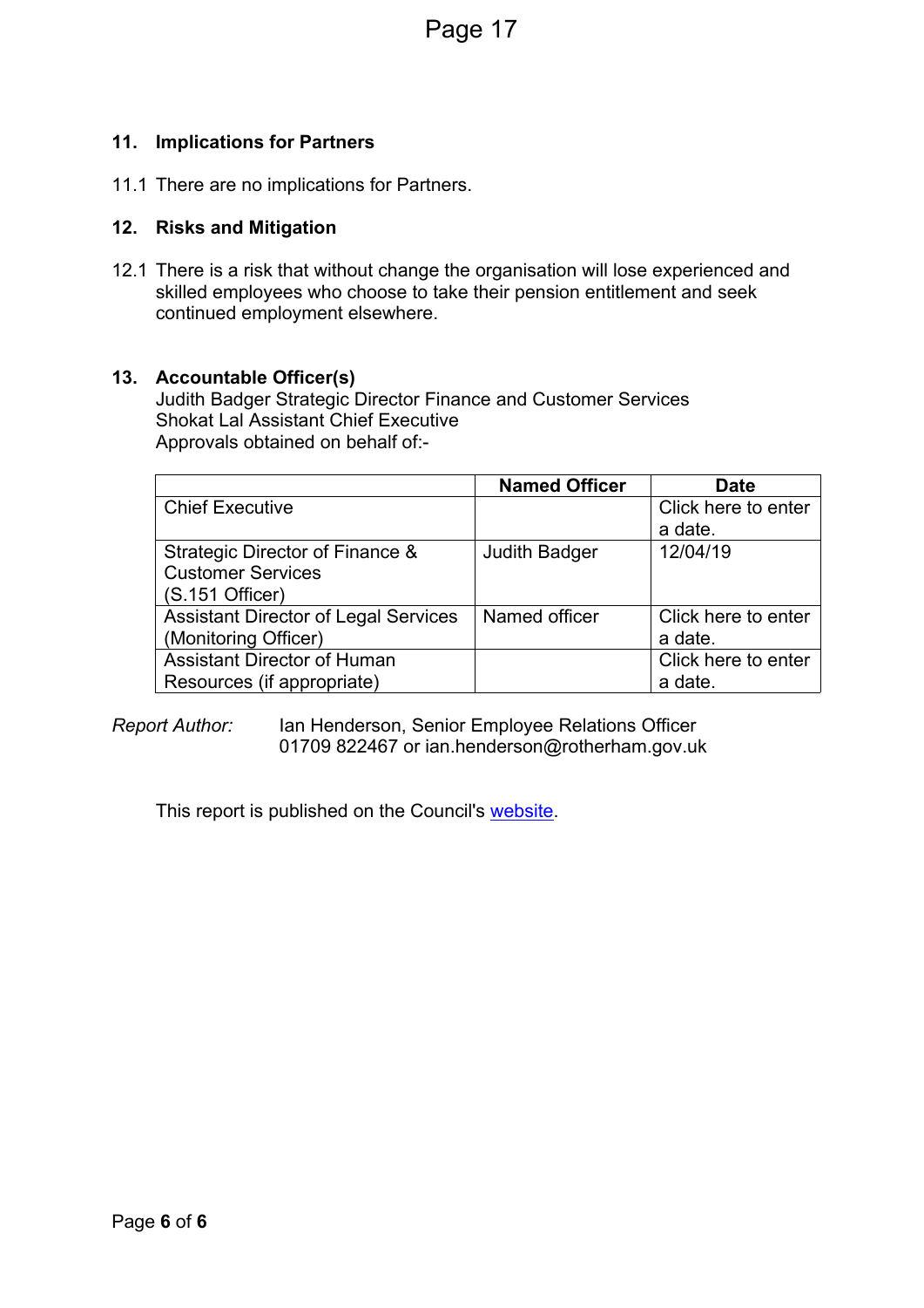## 11. Implications for Partners

11.1 There are no implications for Partners.

## 12. Risks and Mitigation

12.1 There is a risk that without change the organisation will lose experienced and skilled employees who choose to take their pension entitlement and seek continued employment elsewhere.

## 13. Accountable Officer(s)

Judith Badger Strategic Director Finance and Customer Services
Shokat Lal Assistant Chief Executive
Approvals obtained on behalf of:-

| | Named Officer | Date |
|---|---|---|
| Chief Executive | | Click here to enter a date. |
| Strategic Director of Finance & Customer Services (S.151 Officer) | Judith Badger | 12/04/19 |
| Assistant Director of Legal Services (Monitoring Officer) | Named officer | Click here to enter a date. |
| Assistant Director of Human Resources (if appropriate) | | Click here to enter a date. |

*Report Author:* Ian Henderson, Senior Employee Relations Officer
01709 822467 or ian.henderson@rotherham.gov.uk

This report is published on the Council's website.